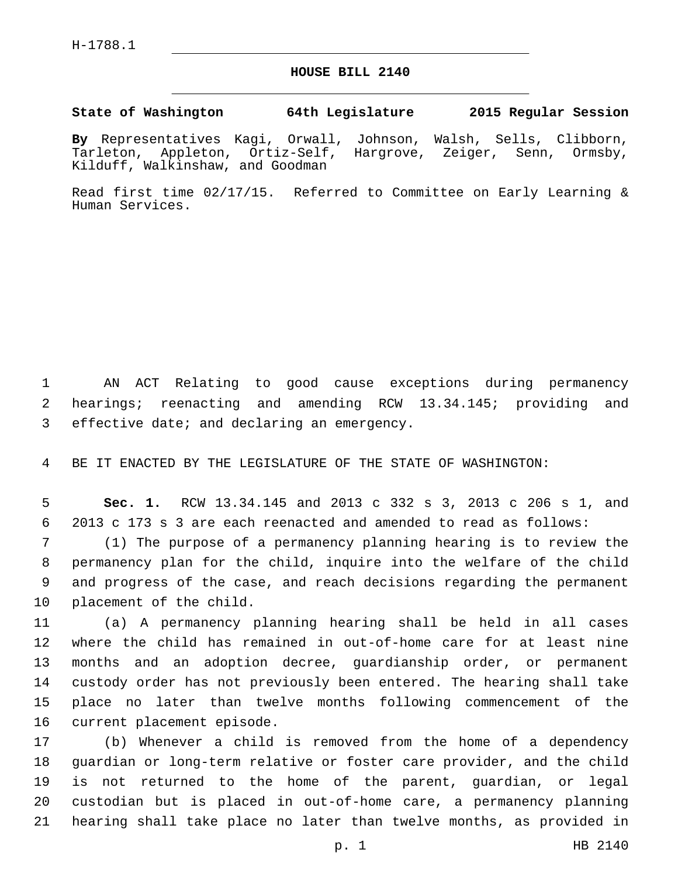H-1788.1

# HOUSE BILL 2140

**State of Washington 64th Legislature 2015 Regular Session**

**By** Representatives Kagi, Orwall, Johnson, Walsh, Sells, Clibborn, Tarleton, Appleton, Ortiz-Self, Hargrove, Zeiger, Senn, Ormsby, Kilduff, Walkinshaw, and Goodman

Read first time 02/17/15. Referred to Committee on Early Learning & Human Services.

AN ACT Relating to good cause exceptions during permanency hearings; reenacting and amending RCW 13.34.145; providing and effective date; and declaring an emergency.

BE IT ENACTED BY THE LEGISLATURE OF THE STATE OF WASHINGTON:

**Sec. 1.** RCW 13.34.145 and 2013 c 332 s 3, 2013 c 206 s 1, and 2013 c 173 s 3 are each reenacted and amended to read as follows:

(1) The purpose of a permanency planning hearing is to review the permanency plan for the child, inquire into the welfare of the child and progress of the case, and reach decisions regarding the permanent placement of the child.

(a) A permanency planning hearing shall be held in all cases where the child has remained in out-of-home care for at least nine months and an adoption decree, guardianship order, or permanent custody order has not previously been entered. The hearing shall take place no later than twelve months following commencement of the current placement episode.

(b) Whenever a child is removed from the home of a dependency guardian or long-term relative or foster care provider, and the child is not returned to the home of the parent, guardian, or legal custodian but is placed in out-of-home care, a permanency planning hearing shall take place no later than twelve months, as provided in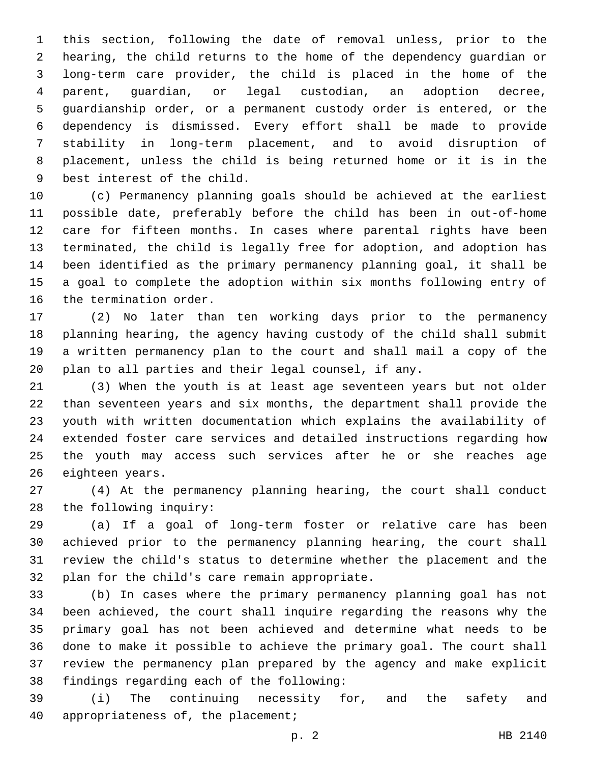this section, following the date of removal unless, prior to the hearing, the child returns to the home of the dependency guardian or long-term care provider, the child is placed in the home of the parent, guardian, or legal custodian, an adoption decree, guardianship order, or a permanent custody order is entered, or the dependency is dismissed. Every effort shall be made to provide stability in long-term placement, and to avoid disruption of placement, unless the child is being returned home or it is in the best interest of the child.

(c) Permanency planning goals should be achieved at the earliest possible date, preferably before the child has been in out-of-home care for fifteen months. In cases where parental rights have been terminated, the child is legally free for adoption, and adoption has been identified as the primary permanency planning goal, it shall be a goal to complete the adoption within six months following entry of the termination order.

(2) No later than ten working days prior to the permanency planning hearing, the agency having custody of the child shall submit a written permanency plan to the court and shall mail a copy of the plan to all parties and their legal counsel, if any.

(3) When the youth is at least age seventeen years but not older than seventeen years and six months, the department shall provide the youth with written documentation which explains the availability of extended foster care services and detailed instructions regarding how the youth may access such services after he or she reaches age eighteen years.

(4) At the permanency planning hearing, the court shall conduct the following inquiry:

(a) If a goal of long-term foster or relative care has been achieved prior to the permanency planning hearing, the court shall review the child's status to determine whether the placement and the plan for the child's care remain appropriate.

(b) In cases where the primary permanency planning goal has not been achieved, the court shall inquire regarding the reasons why the primary goal has not been achieved and determine what needs to be done to make it possible to achieve the primary goal. The court shall review the permanency plan prepared by the agency and make explicit findings regarding each of the following:

(i) The continuing necessity for, and the safety and appropriateness of, the placement;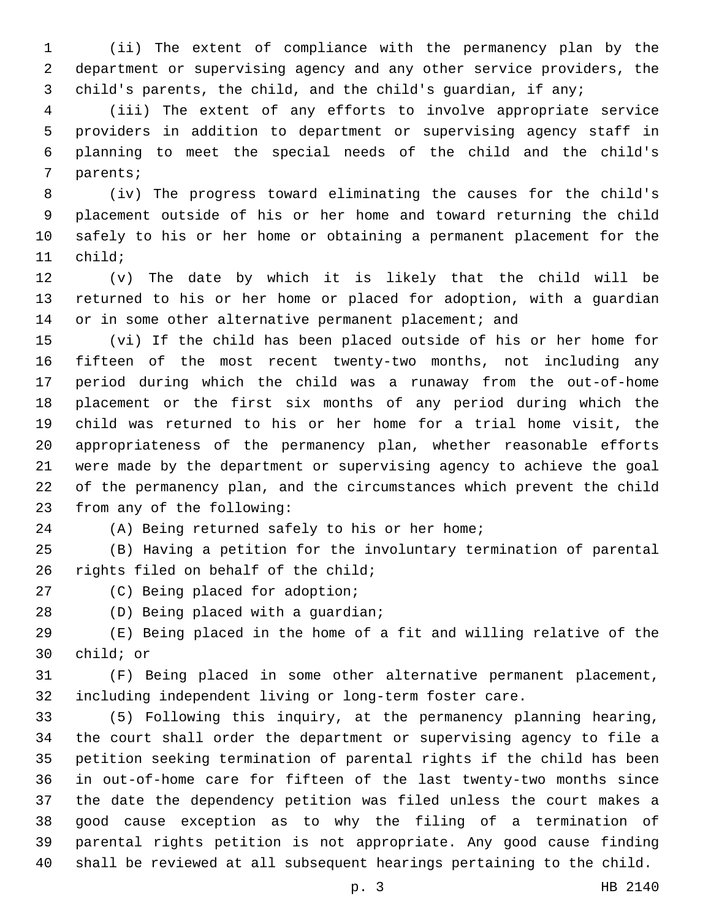(ii) The extent of compliance with the permanency plan by the department or supervising agency and any other service providers, the child's parents, the child, and the child's guardian, if any;

(iii) The extent of any efforts to involve appropriate service providers in addition to department or supervising agency staff in planning to meet the special needs of the child and the child's parents;

(iv) The progress toward eliminating the causes for the child's placement outside of his or her home and toward returning the child safely to his or her home or obtaining a permanent placement for the child;

(v) The date by which it is likely that the child will be returned to his or her home or placed for adoption, with a guardian or in some other alternative permanent placement; and

(vi) If the child has been placed outside of his or her home for fifteen of the most recent twenty-two months, not including any period during which the child was a runaway from the out-of-home placement or the first six months of any period during which the child was returned to his or her home for a trial home visit, the appropriateness of the permanency plan, whether reasonable efforts were made by the department or supervising agency to achieve the goal of the permanency plan, and the circumstances which prevent the child from any of the following:

(A) Being returned safely to his or her home;

(B) Having a petition for the involuntary termination of parental rights filed on behalf of the child;

(C) Being placed for adoption;

(D) Being placed with a guardian;

(E) Being placed in the home of a fit and willing relative of the child; or

(F) Being placed in some other alternative permanent placement, including independent living or long-term foster care.

(5) Following this inquiry, at the permanency planning hearing, the court shall order the department or supervising agency to file a petition seeking termination of parental rights if the child has been in out-of-home care for fifteen of the last twenty-two months since the date the dependency petition was filed unless the court makes a good cause exception as to why the filing of a termination of parental rights petition is not appropriate. Any good cause finding shall be reviewed at all subsequent hearings pertaining to the child.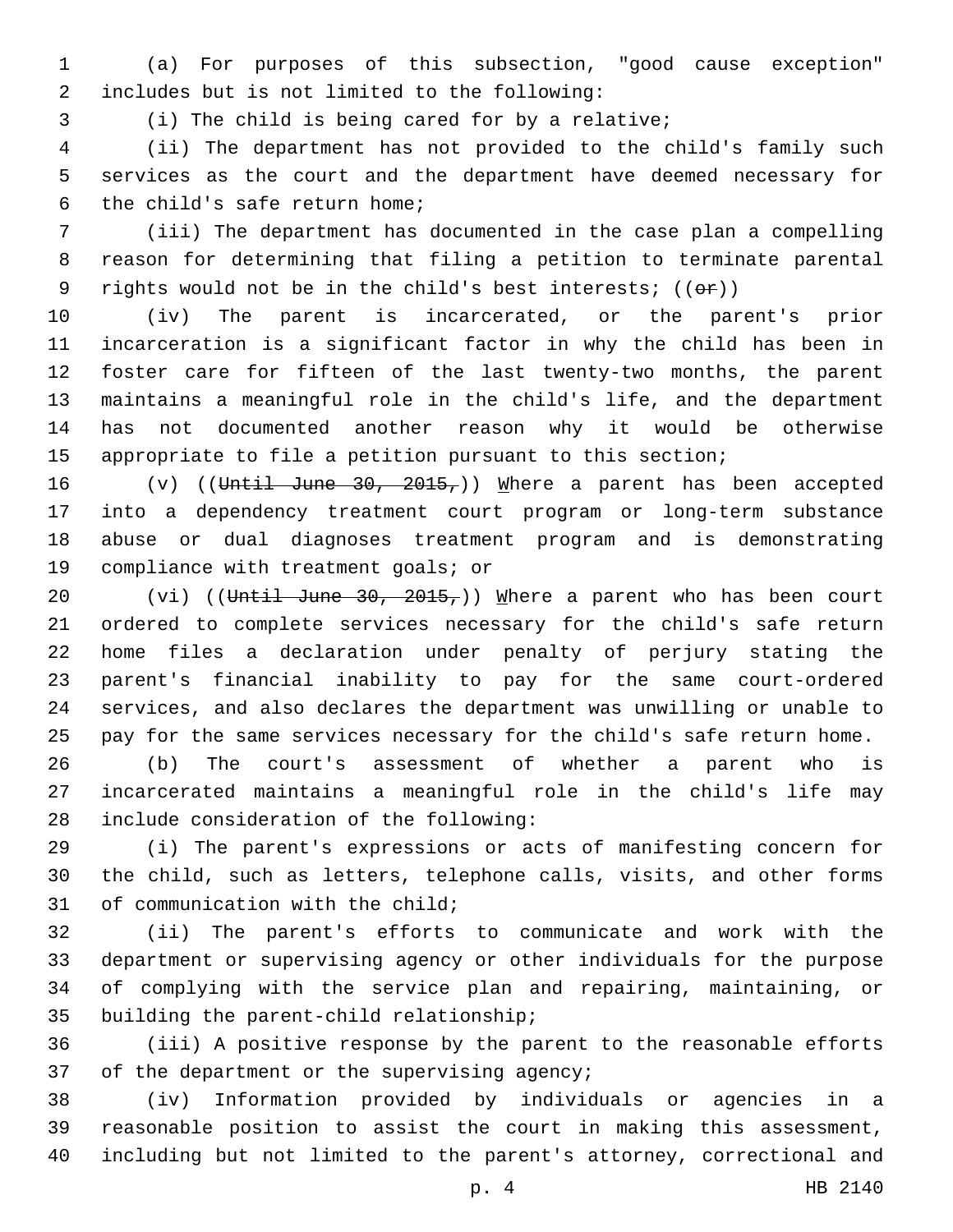(a) For purposes of this subsection, "good cause exception" includes but is not limited to the following:

(i) The child is being cared for by a relative;

(ii) The department has not provided to the child's family such services as the court and the department have deemed necessary for the child's safe return home;

(iii) The department has documented in the case plan a compelling reason for determining that filing a petition to terminate parental rights would not be in the child's best interests; ((~~or~~))

(iv) The parent is incarcerated, or the parent's prior incarceration is a significant factor in why the child has been in foster care for fifteen of the last twenty-two months, the parent maintains a meaningful role in the child's life, and the department has not documented another reason why it would be otherwise appropriate to file a petition pursuant to this section;

(v) ((~~Until June 30, 2015,~~)) <u>W</u>here a parent has been accepted into a dependency treatment court program or long-term substance abuse or dual diagnoses treatment program and is demonstrating compliance with treatment goals; or

(vi) ((~~Until June 30, 2015,~~)) <u>W</u>here a parent who has been court ordered to complete services necessary for the child's safe return home files a declaration under penalty of perjury stating the parent's financial inability to pay for the same court-ordered services, and also declares the department was unwilling or unable to pay for the same services necessary for the child's safe return home.

(b) The court's assessment of whether a parent who is incarcerated maintains a meaningful role in the child's life may include consideration of the following:

(i) The parent's expressions or acts of manifesting concern for the child, such as letters, telephone calls, visits, and other forms of communication with the child;

(ii) The parent's efforts to communicate and work with the department or supervising agency or other individuals for the purpose of complying with the service plan and repairing, maintaining, or building the parent-child relationship;

(iii) A positive response by the parent to the reasonable efforts of the department or the supervising agency;

(iv) Information provided by individuals or agencies in a reasonable position to assist the court in making this assessment, including but not limited to the parent's attorney, correctional and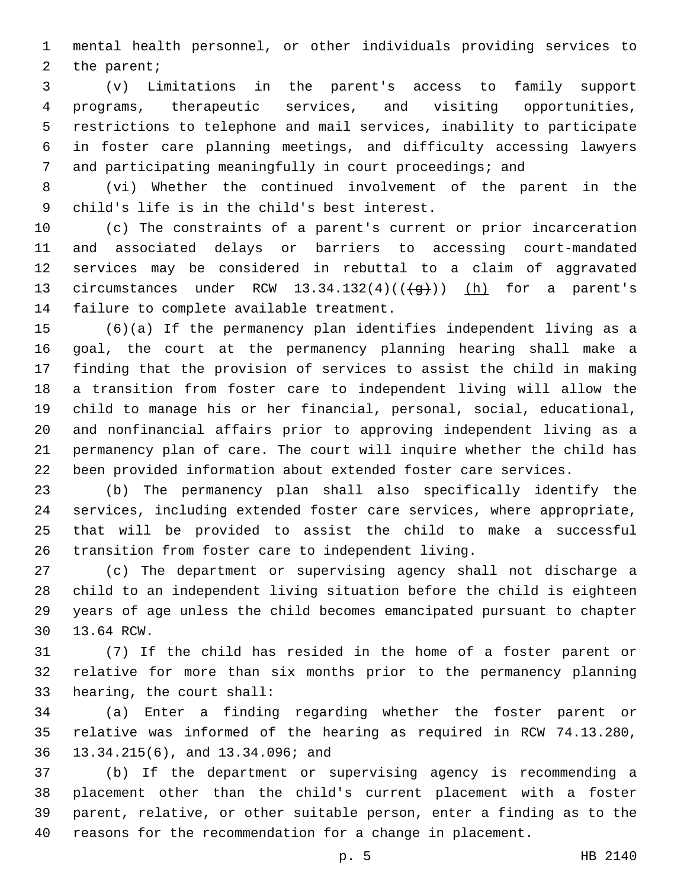mental health personnel, or other individuals providing services to the parent;

(v) Limitations in the parent's access to family support programs, therapeutic services, and visiting opportunities, restrictions to telephone and mail services, inability to participate in foster care planning meetings, and difficulty accessing lawyers and participating meaningfully in court proceedings; and

(vi) Whether the continued involvement of the parent in the child's life is in the child's best interest.

(c) The constraints of a parent's current or prior incarceration and associated delays or barriers to accessing court-mandated services may be considered in rebuttal to a claim of aggravated circumstances under RCW 13.34.132(4)((~~(g)~~)) (h) for a parent's failure to complete available treatment.

(6)(a) If the permanency plan identifies independent living as a goal, the court at the permanency planning hearing shall make a finding that the provision of services to assist the child in making a transition from foster care to independent living will allow the child to manage his or her financial, personal, social, educational, and nonfinancial affairs prior to approving independent living as a permanency plan of care. The court will inquire whether the child has been provided information about extended foster care services.

(b) The permanency plan shall also specifically identify the services, including extended foster care services, where appropriate, that will be provided to assist the child to make a successful transition from foster care to independent living.

(c) The department or supervising agency shall not discharge a child to an independent living situation before the child is eighteen years of age unless the child becomes emancipated pursuant to chapter 13.64 RCW.

(7) If the child has resided in the home of a foster parent or relative for more than six months prior to the permanency planning hearing, the court shall:

(a) Enter a finding regarding whether the foster parent or relative was informed of the hearing as required in RCW 74.13.280, 13.34.215(6), and 13.34.096; and

(b) If the department or supervising agency is recommending a placement other than the child's current placement with a foster parent, relative, or other suitable person, enter a finding as to the reasons for the recommendation for a change in placement.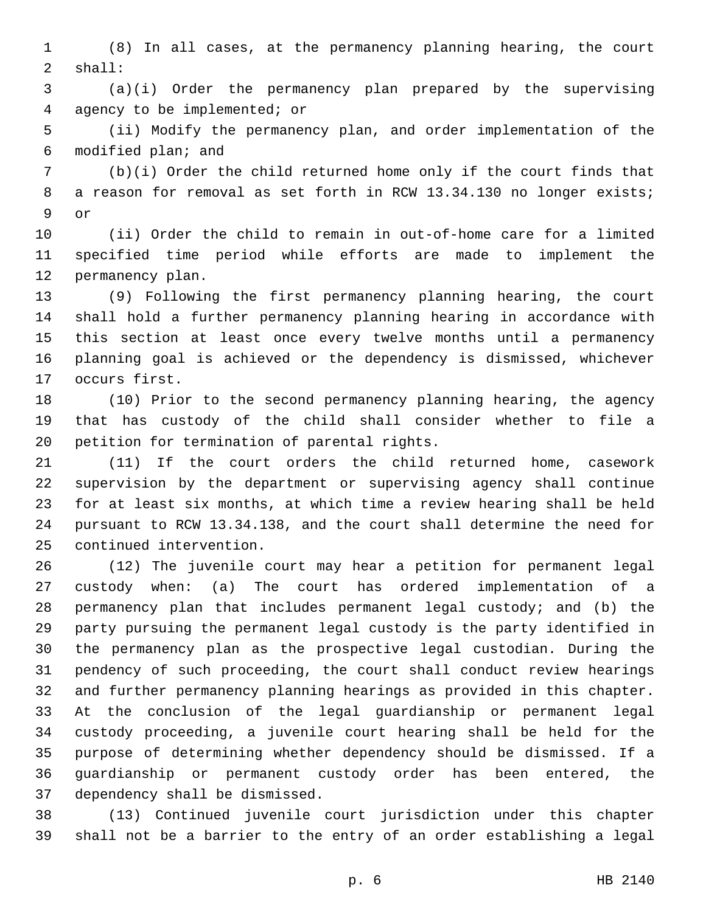(8) In all cases, at the permanency planning hearing, the court shall:

(a)(i) Order the permanency plan prepared by the supervising agency to be implemented; or

(ii) Modify the permanency plan, and order implementation of the modified plan; and

(b)(i) Order the child returned home only if the court finds that a reason for removal as set forth in RCW 13.34.130 no longer exists; or

(ii) Order the child to remain in out-of-home care for a limited specified time period while efforts are made to implement the permanency plan.

(9) Following the first permanency planning hearing, the court shall hold a further permanency planning hearing in accordance with this section at least once every twelve months until a permanency planning goal is achieved or the dependency is dismissed, whichever occurs first.

(10) Prior to the second permanency planning hearing, the agency that has custody of the child shall consider whether to file a petition for termination of parental rights.

(11) If the court orders the child returned home, casework supervision by the department or supervising agency shall continue for at least six months, at which time a review hearing shall be held pursuant to RCW 13.34.138, and the court shall determine the need for continued intervention.

(12) The juvenile court may hear a petition for permanent legal custody when: (a) The court has ordered implementation of a permanency plan that includes permanent legal custody; and (b) the party pursuing the permanent legal custody is the party identified in the permanency plan as the prospective legal custodian. During the pendency of such proceeding, the court shall conduct review hearings and further permanency planning hearings as provided in this chapter. At the conclusion of the legal guardianship or permanent legal custody proceeding, a juvenile court hearing shall be held for the purpose of determining whether dependency should be dismissed. If a guardianship or permanent custody order has been entered, the dependency shall be dismissed.

(13) Continued juvenile court jurisdiction under this chapter shall not be a barrier to the entry of an order establishing a legal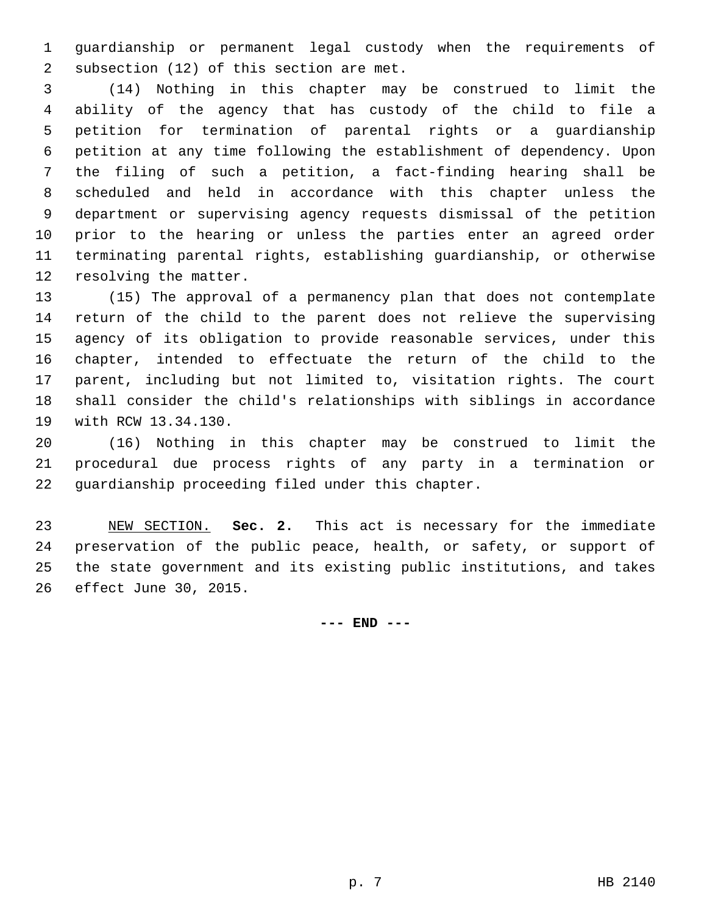guardianship or permanent legal custody when the requirements of subsection (12) of this section are met.

(14) Nothing in this chapter may be construed to limit the ability of the agency that has custody of the child to file a petition for termination of parental rights or a guardianship petition at any time following the establishment of dependency. Upon the filing of such a petition, a fact-finding hearing shall be scheduled and held in accordance with this chapter unless the department or supervising agency requests dismissal of the petition prior to the hearing or unless the parties enter an agreed order terminating parental rights, establishing guardianship, or otherwise resolving the matter.

(15) The approval of a permanency plan that does not contemplate return of the child to the parent does not relieve the supervising agency of its obligation to provide reasonable services, under this chapter, intended to effectuate the return of the child to the parent, including but not limited to, visitation rights. The court shall consider the child's relationships with siblings in accordance with RCW 13.34.130.

(16) Nothing in this chapter may be construed to limit the procedural due process rights of any party in a termination or guardianship proceeding filed under this chapter.

NEW SECTION. **Sec. 2.** This act is necessary for the immediate preservation of the public peace, health, or safety, or support of the state government and its existing public institutions, and takes effect June 30, 2015.

**--- END ---**